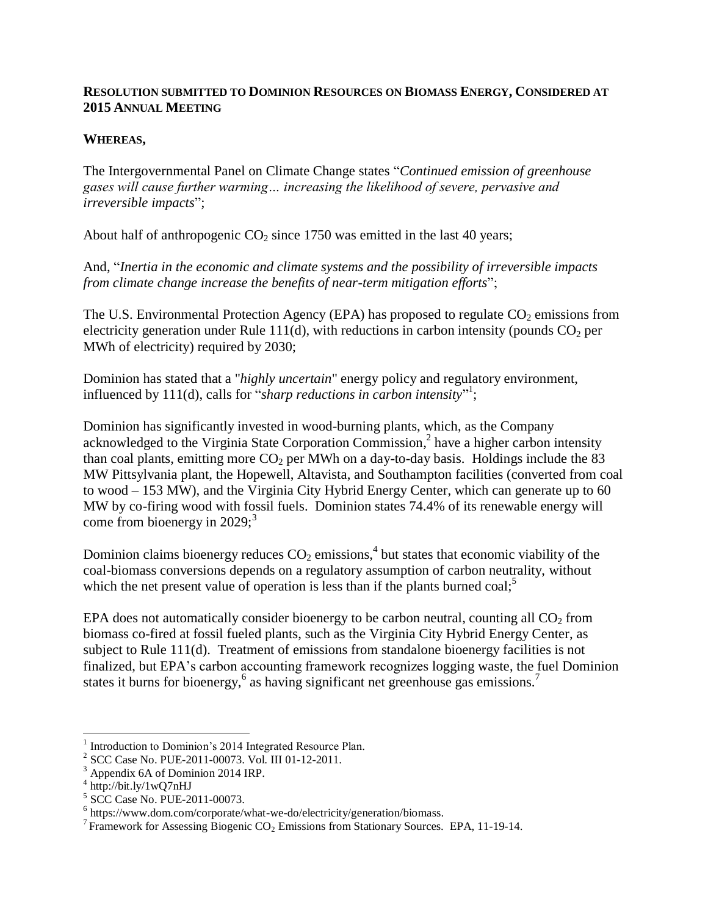**RESOLUTION SUBMITTED TO DOMINION RESOURCES ON BIOMASS ENERGY, CONSIDERED AT 2015 ANNUAL MEETING**

**WHEREAS,**

The Intergovernmental Panel on Climate Change states "*Continued emission of greenhouse gases will cause further warming… increasing the likelihood of severe, pervasive and irreversible impacts*";

About half of anthropogenic $CO_2$ since 1750 was emitted in the last 40 years;

And, "*Inertia in the economic and climate systems and the possibility of irreversible impacts from climate change increase the benefits of near-term mitigation efforts*";

The U.S. Environmental Protection Agency (EPA) has proposed to regulate $CO_2$ emissions from electricity generation under Rule 111(d), with reductions in carbon intensity (pounds $CO_2$ per MWh of electricity) required by 2030;

Dominion has stated that a "*highly uncertain*" energy policy and regulatory environment, influenced by 111(d), calls for "*sharp reductions in carbon intensity*"[1];

Dominion has significantly invested in wood-burning plants, which, as the Company acknowledged to the Virginia State Corporation Commission,[2] have a higher carbon intensity than coal plants, emitting more $CO_2$ per MWh on a day-to-day basis. Holdings include the 83 MW Pittsylvania plant, the Hopewell, Altavista, and Southampton facilities (converted from coal to wood – 153 MW), and the Virginia City Hybrid Energy Center, which can generate up to 60 MW by co-firing wood with fossil fuels. Dominion states 74.4% of its renewable energy will come from bioenergy in 2029;[3]

Dominion claims bioenergy reduces $CO_2$ emissions,[4] but states that economic viability of the coal-biomass conversions depends on a regulatory assumption of carbon neutrality, without which the net present value of operation is less than if the plants burned coal;[5]

EPA does not automatically consider bioenergy to be carbon neutral, counting all $CO_2$ from biomass co-fired at fossil fueled plants, such as the Virginia City Hybrid Energy Center, as subject to Rule 111(d). Treatment of emissions from standalone bioenergy facilities is not finalized, but EPA's carbon accounting framework recognizes logging waste, the fuel Dominion states it burns for bioenergy,[6] as having significant net greenhouse gas emissions.[7]

---

[1] Introduction to Dominion's 2014 Integrated Resource Plan.
[2] SCC Case No. PUE-2011-00073. Vol. III 01-12-2011.
[3] Appendix 6A of Dominion 2014 IRP.
[4] http://bit.ly/1wQ7nHJ
[5] SCC Case No. PUE-2011-00073.
[6] https://www.dom.com/corporate/what-we-do/electricity/generation/biomass.
[7] Framework for Assessing Biogenic $CO_2$ Emissions from Stationary Sources. EPA, 11-19-14.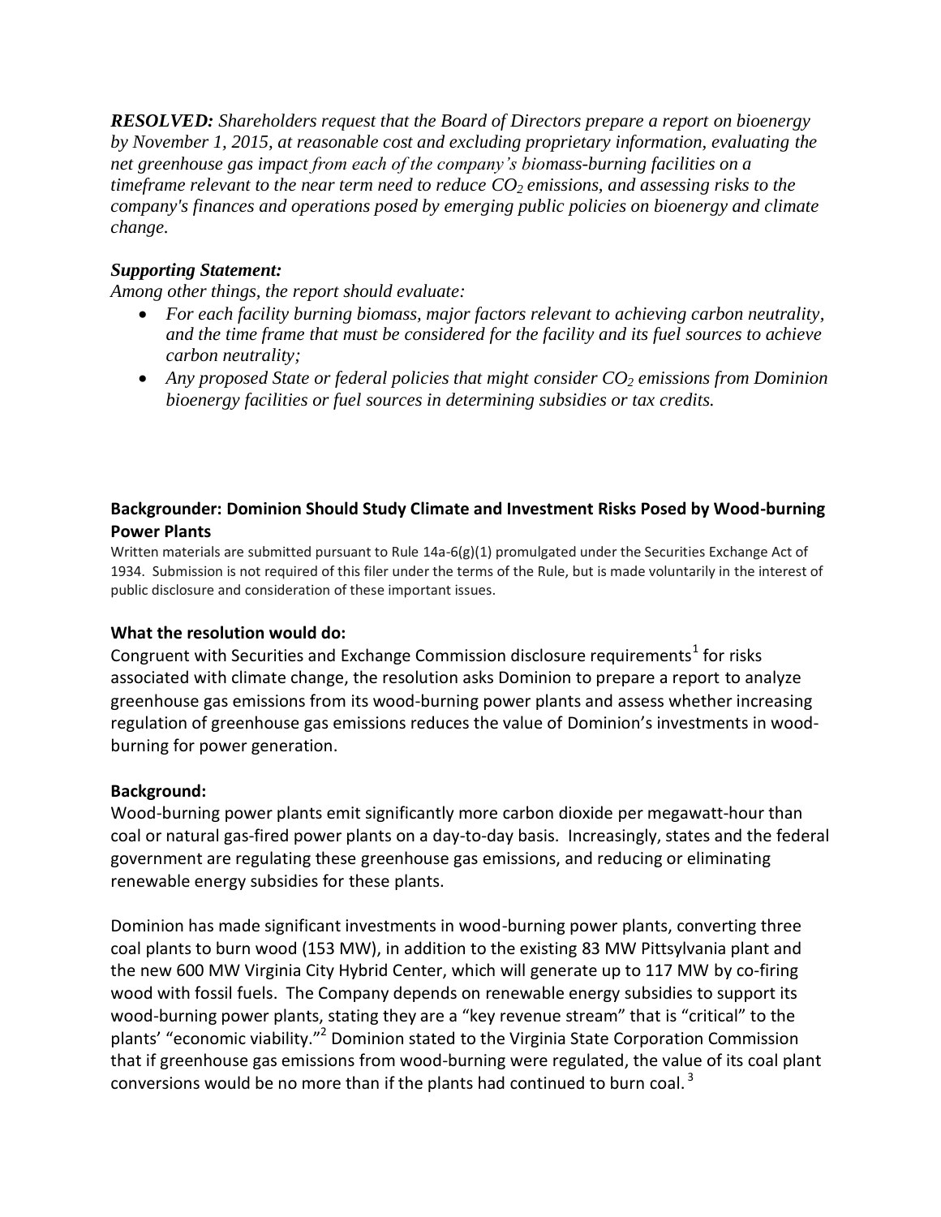***RESOLVED:*** *Shareholders request that the Board of Directors prepare a report on bioenergy by November 1, 2015, at reasonable cost and excluding proprietary information, evaluating the net greenhouse gas impact from each of the company's biomass-burning facilities on a timeframe relevant to the near term need to reduce $CO_2$ emissions, and assessing risks to the company's finances and operations posed by emerging public policies on bioenergy and climate change.*

***Supporting Statement:***

*Among other things, the report should evaluate:*

- *For each facility burning biomass, major factors relevant to achieving carbon neutrality, and the time frame that must be considered for the facility and its fuel sources to achieve carbon neutrality;*
- *Any proposed State or federal policies that might consider $CO_2$ emissions from Dominion bioenergy facilities or fuel sources in determining subsidies or tax credits.*

## Backgrounder: Dominion Should Study Climate and Investment Risks Posed by Wood-burning Power Plants

Written materials are submitted pursuant to Rule 14a-6(g)(1) promulgated under the Securities Exchange Act of 1934. Submission is not required of this filer under the terms of the Rule, but is made voluntarily in the interest of public disclosure and consideration of these important issues.

### What the resolution would do:

Congruent with Securities and Exchange Commission disclosure requirements[1] for risks associated with climate change, the resolution asks Dominion to prepare a report to analyze greenhouse gas emissions from its wood-burning power plants and assess whether increasing regulation of greenhouse gas emissions reduces the value of Dominion's investments in wood-burning for power generation.

### Background:

Wood-burning power plants emit significantly more carbon dioxide per megawatt-hour than coal or natural gas-fired power plants on a day-to-day basis. Increasingly, states and the federal government are regulating these greenhouse gas emissions, and reducing or eliminating renewable energy subsidies for these plants.

Dominion has made significant investments in wood-burning power plants, converting three coal plants to burn wood (153 MW), in addition to the existing 83 MW Pittsylvania plant and the new 600 MW Virginia City Hybrid Center, which will generate up to 117 MW by co-firing wood with fossil fuels. The Company depends on renewable energy subsidies to support its wood-burning power plants, stating they are a "key revenue stream" that is "critical" to the plants' "economic viability."[2] Dominion stated to the Virginia State Corporation Commission that if greenhouse gas emissions from wood-burning were regulated, the value of its coal plant conversions would be no more than if the plants had continued to burn coal.[3]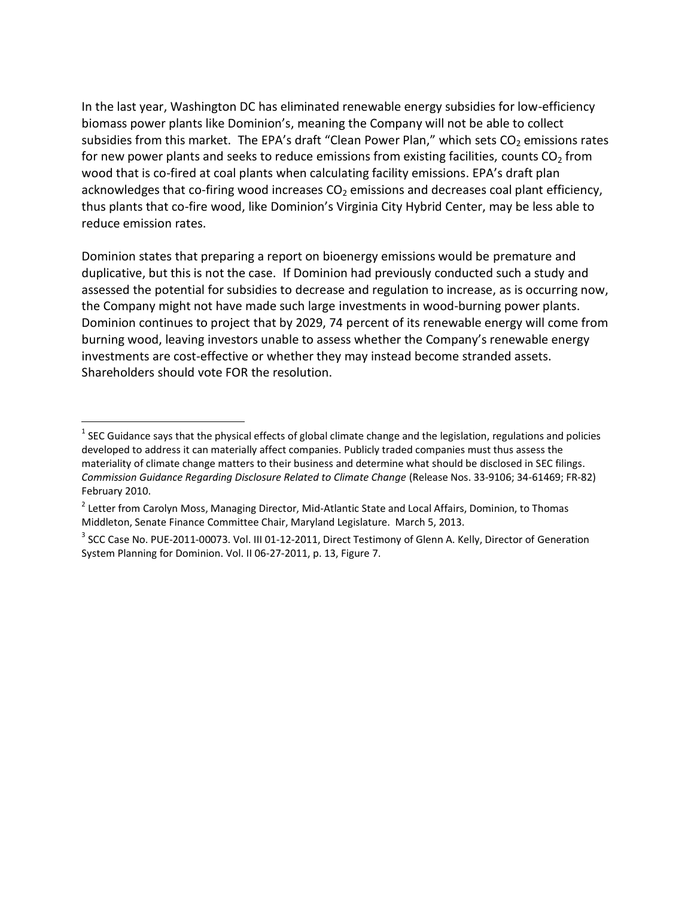In the last year, Washington DC has eliminated renewable energy subsidies for low-efficiency biomass power plants like Dominion's, meaning the Company will not be able to collect subsidies from this market. The EPA's draft "Clean Power Plan," which sets $CO_2$ emissions rates for new power plants and seeks to reduce emissions from existing facilities, counts $CO_2$ from wood that is co-fired at coal plants when calculating facility emissions. EPA's draft plan acknowledges that co-firing wood increases $CO_2$ emissions and decreases coal plant efficiency, thus plants that co-fire wood, like Dominion's Virginia City Hybrid Center, may be less able to reduce emission rates.

Dominion states that preparing a report on bioenergy emissions would be premature and duplicative, but this is not the case. If Dominion had previously conducted such a study and assessed the potential for subsidies to decrease and regulation to increase, as is occurring now, the Company might not have made such large investments in wood-burning power plants. Dominion continues to project that by 2029, 74 percent of its renewable energy will come from burning wood, leaving investors unable to assess whether the Company's renewable energy investments are cost-effective or whether they may instead become stranded assets. Shareholders should vote FOR the resolution.

---

[1] SEC Guidance says that the physical effects of global climate change and the legislation, regulations and policies developed to address it can materially affect companies. Publicly traded companies must thus assess the materiality of climate change matters to their business and determine what should be disclosed in SEC filings. *Commission Guidance Regarding Disclosure Related to Climate Change* (Release Nos. 33-9106; 34-61469; FR-82) February 2010.

[2] Letter from Carolyn Moss, Managing Director, Mid-Atlantic State and Local Affairs, Dominion, to Thomas Middleton, Senate Finance Committee Chair, Maryland Legislature. March 5, 2013.

[3] SCC Case No. PUE-2011-00073. Vol. III 01-12-2011, Direct Testimony of Glenn A. Kelly, Director of Generation System Planning for Dominion. Vol. II 06-27-2011, p. 13, Figure 7.